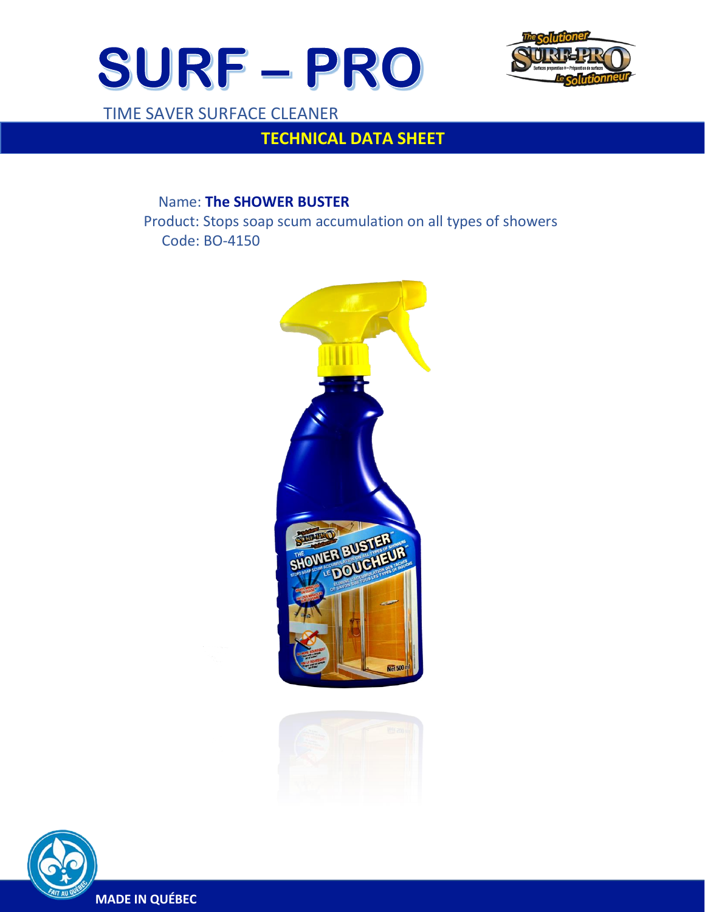# SURF – PRO

TIME SAVER SURFACE CLEANER

## TECHNICAL DATA SHEET

Name: **The SHOWER BUSTER**

Product: Stops soap scum accumulation on all types of showers

Code: BO-4150

**MADE IN QUÉBEC**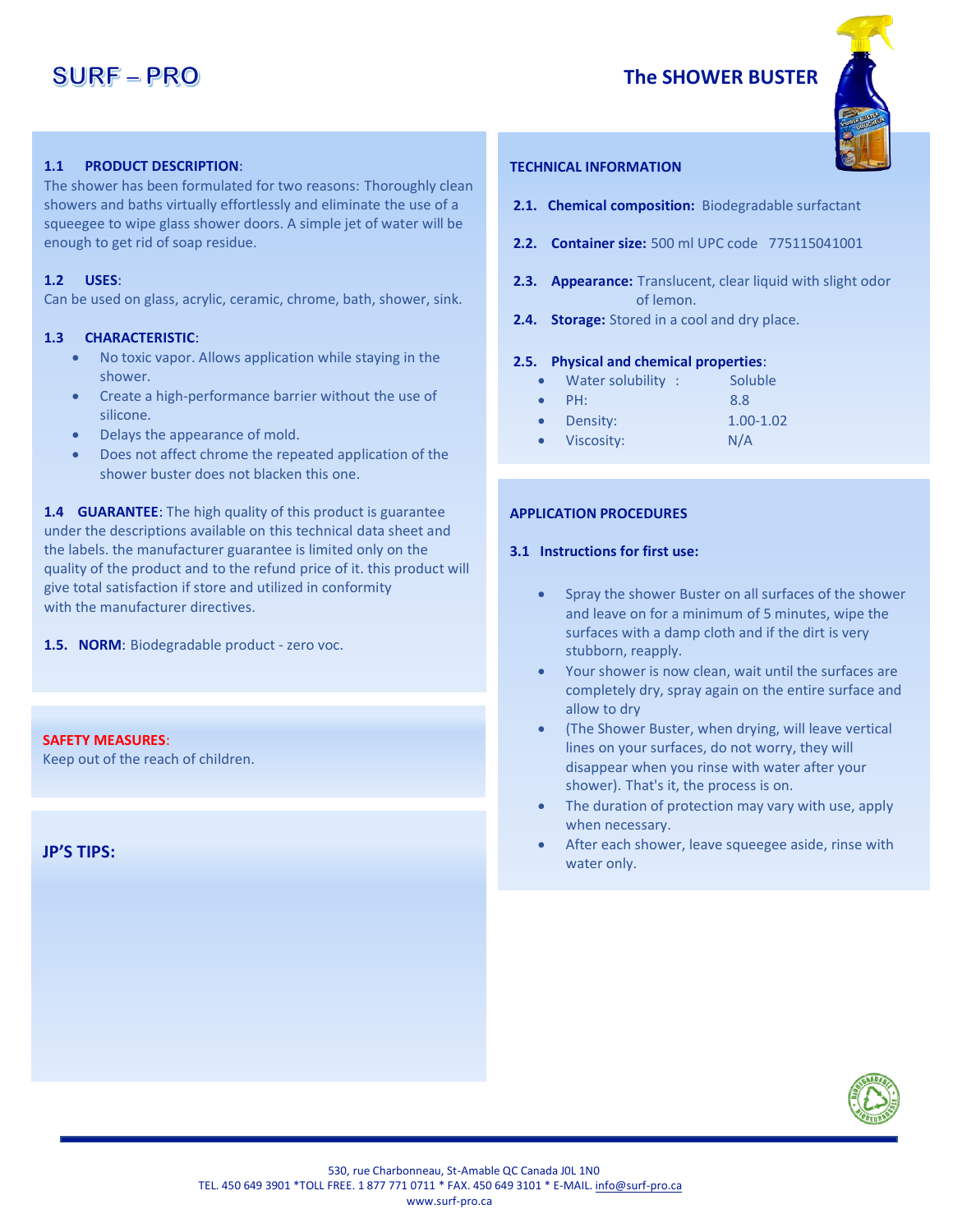# SURF – PRO

## The SHOWER BUSTER

**1.1 PRODUCT DESCRIPTION**:
The shower has been formulated for two reasons: Thoroughly clean showers and baths virtually effortlessly and eliminate the use of a squeegee to wipe glass shower doors. A simple jet of water will be enough to get rid of soap residue.

**1.2 USES**:
Can be used on glass, acrylic, ceramic, chrome, bath, shower, sink.

**1.3 CHARACTERISTIC**:

- No toxic vapor. Allows application while staying in the shower.
- Create a high-performance barrier without the use of silicone.
- Delays the appearance of mold.
- Does not affect chrome the repeated application of the shower buster does not blacken this one.

**1.4 GUARANTEE**: The high quality of this product is guarantee under the descriptions available on this technical data sheet and the labels. the manufacturer guarantee is limited only on the quality of the product and to the refund price of it. this product will give total satisfaction if store and utilized in conformity with the manufacturer directives.

**1.5. NORM**: Biodegradable product - zero voc.

**SAFETY MEASURES**:
Keep out of the reach of children.

**JP'S TIPS:**

**TECHNICAL INFORMATION**

**2.1. Chemical composition:** Biodegradable surfactant

**2.2. Container size:** 500 ml UPC code 775115041001

**2.3. Appearance:** Translucent, clear liquid with slight odor of lemon.

**2.4. Storage:** Stored in a cool and dry place.

**2.5. Physical and chemical properties**:

- Water solubility : Soluble
- PH: 8.8
- Density: 1.00-1.02
- Viscosity: N/A

**APPLICATION PROCEDURES**

**3.1 Instructions for first use:**

- Spray the shower Buster on all surfaces of the shower and leave on for a minimum of 5 minutes, wipe the surfaces with a damp cloth and if the dirt is very stubborn, reapply.
- Your shower is now clean, wait until the surfaces are completely dry, spray again on the entire surface and allow to dry
- (The Shower Buster, when drying, will leave vertical lines on your surfaces, do not worry, they will disappear when you rinse with water after your shower). That's it, the process is on.
- The duration of protection may vary with use, apply when necessary.
- After each shower, leave squeegee aside, rinse with water only.

530, rue Charbonneau, St-Amable QC Canada J0L 1N0
TEL. 450 649 3901 *TOLL FREE. 1 877 771 0711 * FAX. 450 649 3101 * E-MAIL. info@surf-pro.ca
www.surf-pro.ca